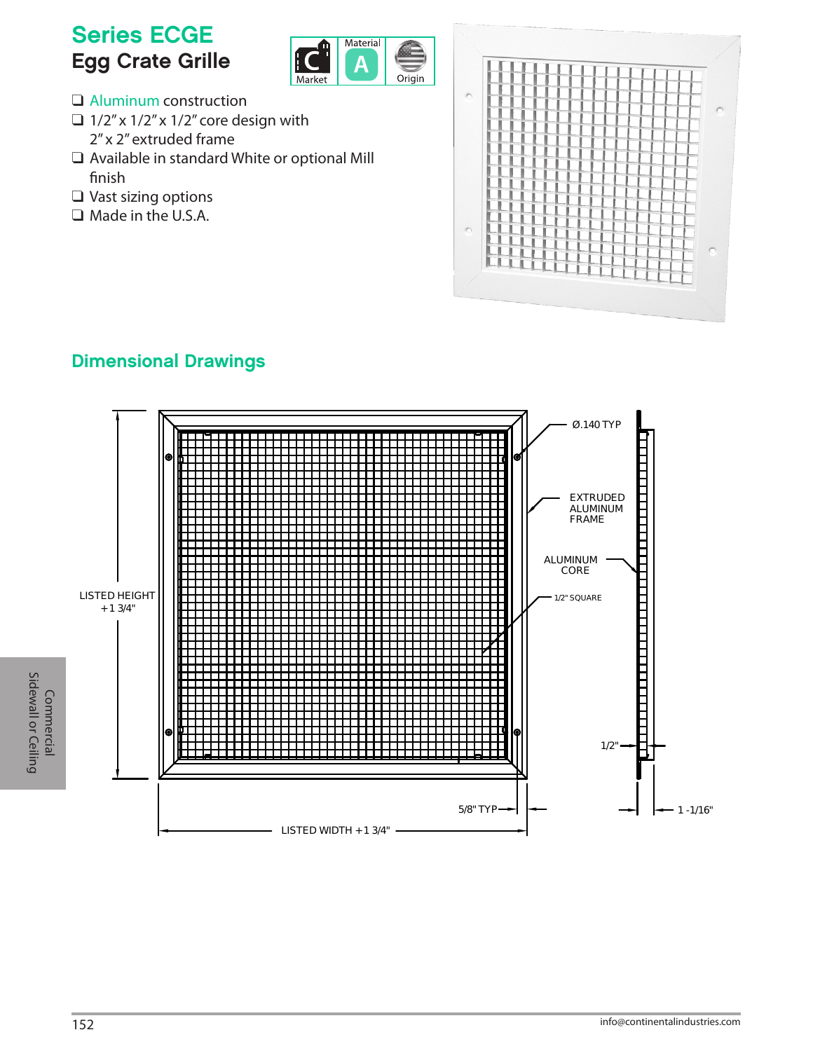# Series ECGE

## Egg Crate Grille

Market | Material A | Origin

- Aluminum construction
- 1/2" x 1/2" x 1/2" core design with 2" x 2" extruded frame
- Available in standard White or optional Mill finish
- Vast sizing options
- Made in the U.S.A.

## Dimensional Drawings

Ø.140 TYP

EXTRUDED ALUMINUM FRAME

ALUMINUM CORE

1/2" SQUARE

LISTED HEIGHT +1 3/4"

1/2"

5/8" TYP

1 -1/16"

LISTED WIDTH +1 3/4"

Commercial Sidewall or Ceiling

info@continentalindustries.com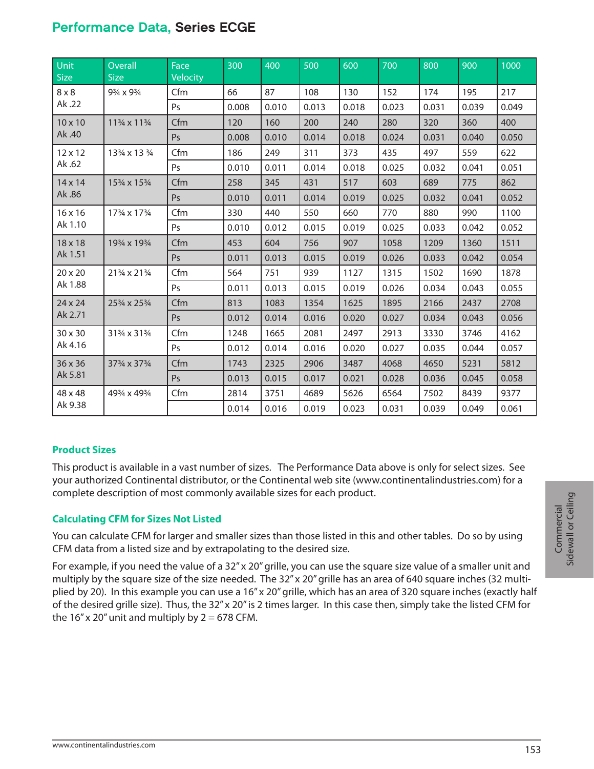## Performance Data, Series ECGE

| Unit Size | Overall Size | Face Velocity | 300 | 400 | 500 | 600 | 700 | 800 | 900 | 1000 |
|---|---|---|---|---|---|---|---|---|---|---|
| 8 x 8 Ak .22 | 9¾ x 9¾ | Cfm | 66 | 87 | 108 | 130 | 152 | 174 | 195 | 217 |
| | | Ps | 0.008 | 0.010 | 0.013 | 0.018 | 0.023 | 0.031 | 0.039 | 0.049 |
| 10 x 10 Ak .40 | 11¾ x 11¾ | Cfm | 120 | 160 | 200 | 240 | 280 | 320 | 360 | 400 |
| | | Ps | 0.008 | 0.010 | 0.014 | 0.018 | 0.024 | 0.031 | 0.040 | 0.050 |
| 12 x 12 Ak .62 | 13¾ x 13 ¾ | Cfm | 186 | 249 | 311 | 373 | 435 | 497 | 559 | 622 |
| | | Ps | 0.010 | 0.011 | 0.014 | 0.018 | 0.025 | 0.032 | 0.041 | 0.051 |
| 14 x 14 Ak .86 | 15¾ x 15¾ | Cfm | 258 | 345 | 431 | 517 | 603 | 689 | 775 | 862 |
| | | Ps | 0.010 | 0.011 | 0.014 | 0.019 | 0.025 | 0.032 | 0.041 | 0.052 |
| 16 x 16 Ak 1.10 | 17¾ x 17¾ | Cfm | 330 | 440 | 550 | 660 | 770 | 880 | 990 | 1100 |
| | | Ps | 0.010 | 0.012 | 0.015 | 0.019 | 0.025 | 0.033 | 0.042 | 0.052 |
| 18 x 18 Ak 1.51 | 19¾ x 19¾ | Cfm | 453 | 604 | 756 | 907 | 1058 | 1209 | 1360 | 1511 |
| | | Ps | 0.011 | 0.013 | 0.015 | 0.019 | 0.026 | 0.033 | 0.042 | 0.054 |
| 20 x 20 Ak 1.88 | 21¾ x 21¾ | Cfm | 564 | 751 | 939 | 1127 | 1315 | 1502 | 1690 | 1878 |
| | | Ps | 0.011 | 0.013 | 0.015 | 0.019 | 0.026 | 0.034 | 0.043 | 0.055 |
| 24 x 24 Ak 2.71 | 25¾ x 25¾ | Cfm | 813 | 1083 | 1354 | 1625 | 1895 | 2166 | 2437 | 2708 |
| | | Ps | 0.012 | 0.014 | 0.016 | 0.020 | 0.027 | 0.034 | 0.043 | 0.056 |
| 30 x 30 Ak 4.16 | 31¾ x 31¾ | Cfm | 1248 | 1665 | 2081 | 2497 | 2913 | 3330 | 3746 | 4162 |
| | | Ps | 0.012 | 0.014 | 0.016 | 0.020 | 0.027 | 0.035 | 0.044 | 0.057 |
| 36 x 36 Ak 5.81 | 37¾ x 37¾ | Cfm | 1743 | 2325 | 2906 | 3487 | 4068 | 4650 | 5231 | 5812 |
| | | Ps | 0.013 | 0.015 | 0.017 | 0.021 | 0.028 | 0.036 | 0.045 | 0.058 |
| 48 x 48 Ak 9.38 | 49¾ x 49¾ | Cfm | 2814 | 3751 | 4689 | 5626 | 6564 | 7502 | 8439 | 9377 |
| | | | 0.014 | 0.016 | 0.019 | 0.023 | 0.031 | 0.039 | 0.049 | 0.061 |

### Product Sizes

This product is available in a vast number of sizes. The Performance Data above is only for select sizes. See your authorized Continental distributor, or the Continental web site (www.continentalindustries.com) for a complete description of most commonly available sizes for each product.

### Calculating CFM for Sizes Not Listed

You can calculate CFM for larger and smaller sizes than those listed in this and other tables. Do so by using CFM data from a listed size and by extrapolating to the desired size.

For example, if you need the value of a 32" x 20" grille, you can use the square size value of a smaller unit and multiply by the square size of the size needed. The 32" x 20" grille has an area of 640 square inches (32 multiplied by 20). In this example you can use a 16" x 20" grille, which has an area of 320 square inches (exactly half of the desired grille size). Thus, the 32" x 20" is 2 times larger. In this case then, simply take the listed CFM for the 16" x 20" unit and multiply by 2 = 678 CFM.

Commercial Sidewall or Ceiling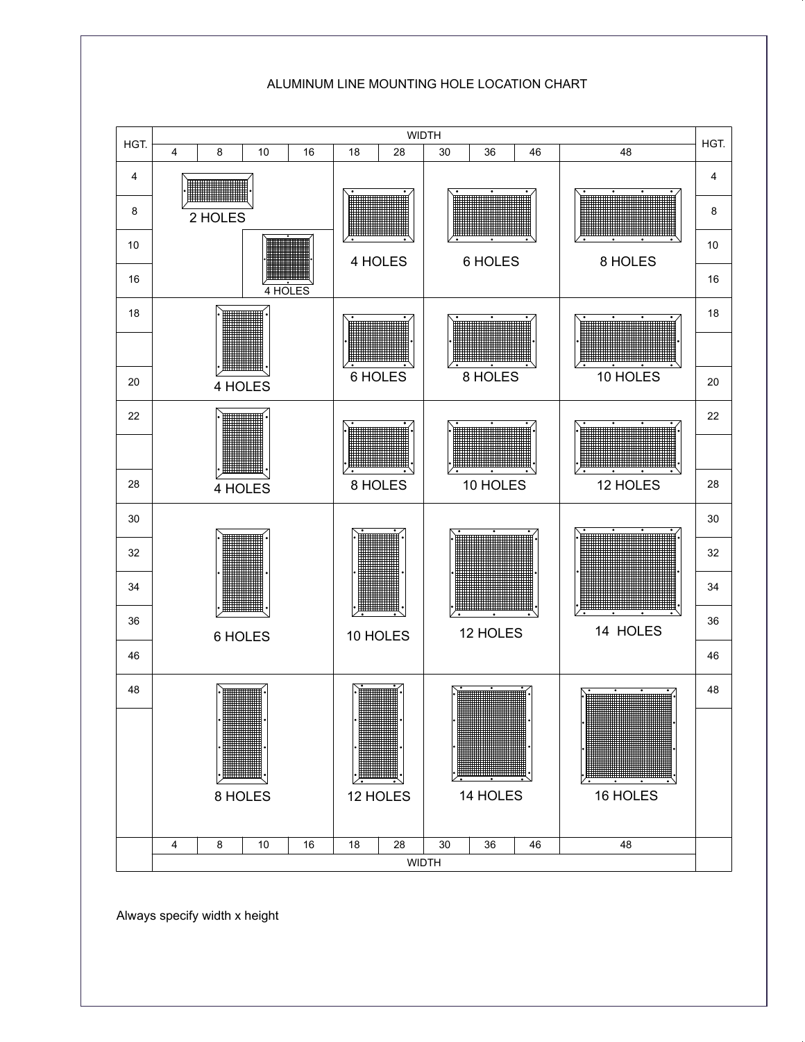ALUMINUM LINE MOUNTING HOLE LOCATION CHART

| HGT. | WIDTH 4, 8, 10, 16 | WIDTH 18, 28 | WIDTH 30, 36, 46 | WIDTH 48 |
|---|---|---|---|---|
| 4, 8 | 2 HOLES (widths 4, 8) | 4 HOLES | 6 HOLES | 8 HOLES |
| 10, 16 | 4 HOLES (widths 10, 16) | 4 HOLES | 6 HOLES | 8 HOLES |
| 18, 20 | 4 HOLES | 6 HOLES | 8 HOLES | 10 HOLES |
| 22, 28 | 4 HOLES | 8 HOLES | 10 HOLES | 12 HOLES |
| 30, 32, 34, 36, 46 | 6 HOLES | 10 HOLES | 12 HOLES | 14 HOLES |
| 48 | 8 HOLES | 12 HOLES | 14 HOLES | 16 HOLES |

Always specify width x height